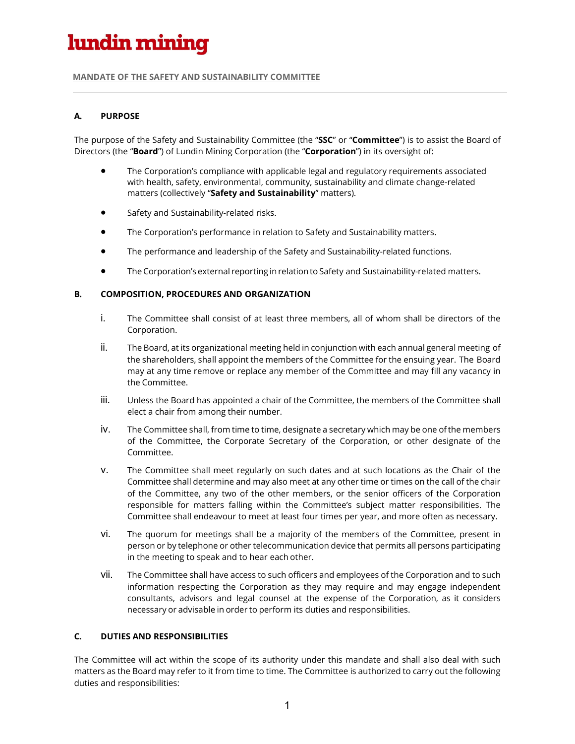lundin mining

MANDATE OF THE SAFETY AND SUSTAINABILITY COMMITTEE

## A. PURPOSE

The purpose of the Safety and Sustainability Committee (the "**SSC**" or "**Committee**") is to assist the Board of Directors (the "**Board**") of Lundin Mining Corporation (the "**Corporation**") in its oversight of:

- The Corporation's compliance with applicable legal and regulatory requirements associated with health, safety, environmental, community, sustainability and climate change-related matters (collectively "**Safety and Sustainability**" matters).
- Safety and Sustainability-related risks.
- The Corporation's performance in relation to Safety and Sustainability matters.
- The performance and leadership of the Safety and Sustainability-related functions.
- The Corporation's external reporting in relation to Safety and Sustainability-related matters.

## B. COMPOSITION, PROCEDURES AND ORGANIZATION

i. The Committee shall consist of at least three members, all of whom shall be directors of the Corporation.

ii. The Board, at its organizational meeting held in conjunction with each annual general meeting of the shareholders, shall appoint the members of the Committee for the ensuing year. The Board may at any time remove or replace any member of the Committee and may fill any vacancy in the Committee.

iii. Unless the Board has appointed a chair of the Committee, the members of the Committee shall elect a chair from among their number.

iv. The Committee shall, from time to time, designate a secretary which may be one of the members of the Committee, the Corporate Secretary of the Corporation, or other designate of the Committee.

v. The Committee shall meet regularly on such dates and at such locations as the Chair of the Committee shall determine and may also meet at any other time or times on the call of the chair of the Committee, any two of the other members, or the senior officers of the Corporation responsible for matters falling within the Committee's subject matter responsibilities. The Committee shall endeavour to meet at least four times per year, and more often as necessary.

vi. The quorum for meetings shall be a majority of the members of the Committee, present in person or by telephone or other telecommunication device that permits all persons participating in the meeting to speak and to hear each other.

vii. The Committee shall have access to such officers and employees of the Corporation and to such information respecting the Corporation as they may require and may engage independent consultants, advisors and legal counsel at the expense of the Corporation, as it considers necessary or advisable in order to perform its duties and responsibilities.

## C. DUTIES AND RESPONSIBILITIES

The Committee will act within the scope of its authority under this mandate and shall also deal with such matters as the Board may refer to it from time to time. The Committee is authorized to carry out the following duties and responsibilities: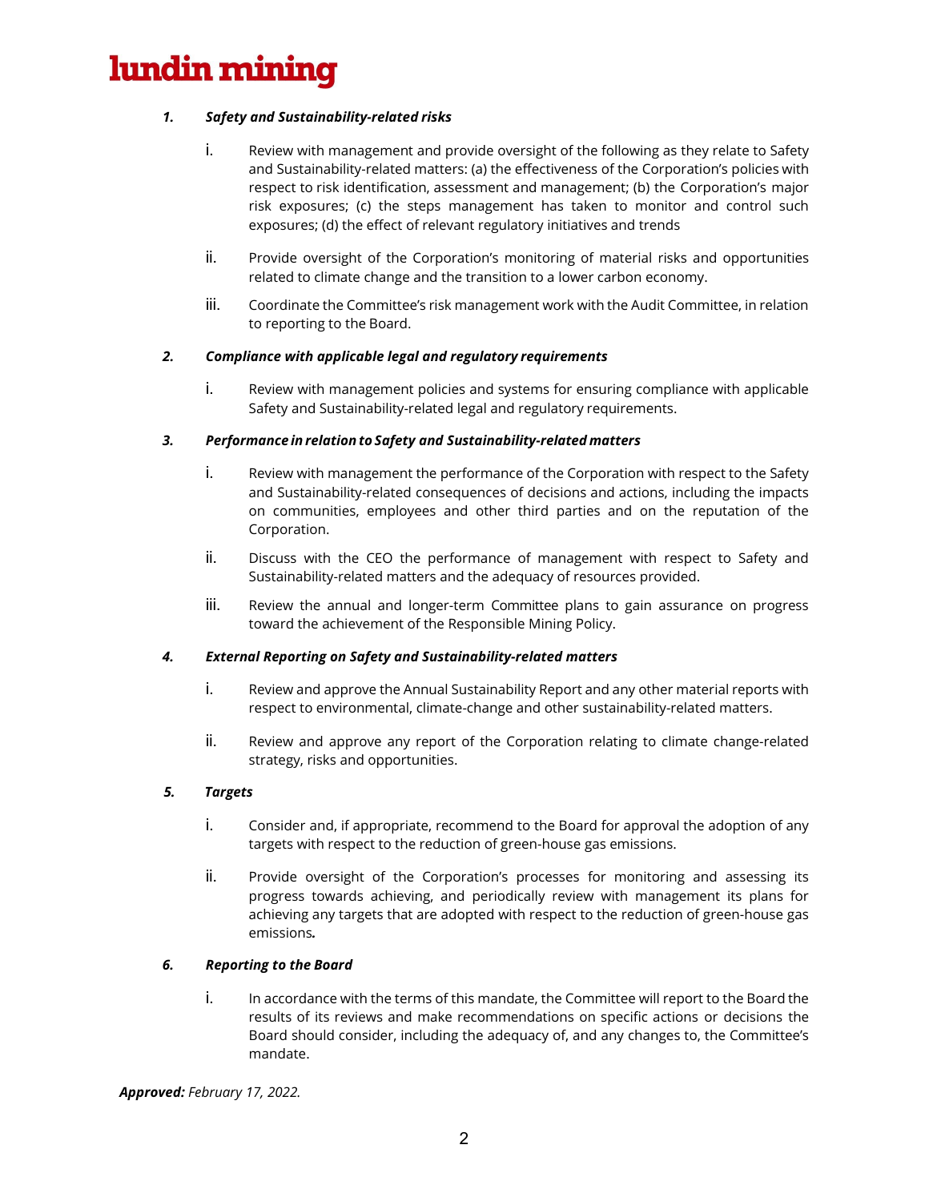**lundin mining**

1. ***Safety and Sustainability-related risks***

    i. Review with management and provide oversight of the following as they relate to Safety and Sustainability-related matters: (a) the effectiveness of the Corporation's policies with respect to risk identification, assessment and management; (b) the Corporation's major risk exposures; (c) the steps management has taken to monitor and control such exposures; (d) the effect of relevant regulatory initiatives and trends

    ii. Provide oversight of the Corporation's monitoring of material risks and opportunities related to climate change and the transition to a lower carbon economy.

    iii. Coordinate the Committee's risk management work with the Audit Committee, in relation to reporting to the Board.

2. ***Compliance with applicable legal and regulatory requirements***

    i. Review with management policies and systems for ensuring compliance with applicable Safety and Sustainability-related legal and regulatory requirements.

3. ***Performance in relation to Safety and Sustainability-related matters***

    i. Review with management the performance of the Corporation with respect to the Safety and Sustainability-related consequences of decisions and actions, including the impacts on communities, employees and other third parties and on the reputation of the Corporation.

    ii. Discuss with the CEO the performance of management with respect to Safety and Sustainability-related matters and the adequacy of resources provided.

    iii. Review the annual and longer-term Committee plans to gain assurance on progress toward the achievement of the Responsible Mining Policy.

4. ***External Reporting on Safety and Sustainability-related matters***

    i. Review and approve the Annual Sustainability Report and any other material reports with respect to environmental, climate-change and other sustainability-related matters.

    ii. Review and approve any report of the Corporation relating to climate change-related strategy, risks and opportunities.

5. ***Targets***

    i. Consider and, if appropriate, recommend to the Board for approval the adoption of any targets with respect to the reduction of green-house gas emissions.

    ii. Provide oversight of the Corporation's processes for monitoring and assessing its progress towards achieving, and periodically review with management its plans for achieving any targets that are adopted with respect to the reduction of green-house gas emissions.

6. ***Reporting to the Board***

    i. In accordance with the terms of this mandate, the Committee will report to the Board the results of its reviews and make recommendations on specific actions or decisions the Board should consider, including the adequacy of, and any changes to, the Committee's mandate.

***Approved:*** *February 17, 2022.*